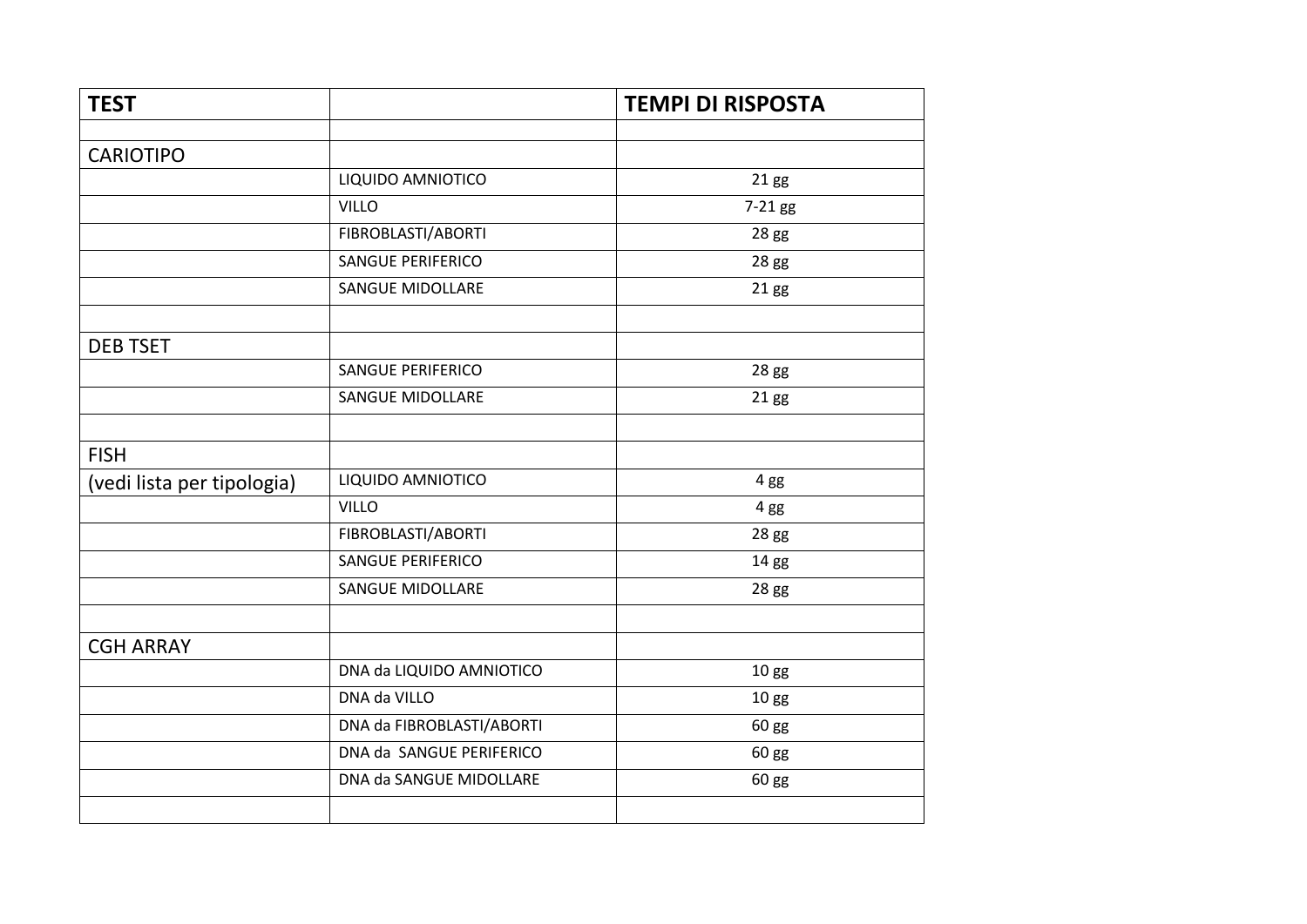| TEST | | TEMPI DI RISPOSTA |
|---|---|---|
| | | |
| CARIOTIPO | | |
| | LIQUIDO AMNIOTICO | 21 gg |
| | VILLO | 7-21 gg |
| | FIBROBLASTI/ABORTI | 28 gg |
| | SANGUE PERIFERICO | 28 gg |
| | SANGUE MIDOLLARE | 21 gg |
| | | |
| DEB TSET | | |
| | SANGUE PERIFERICO | 28 gg |
| | SANGUE MIDOLLARE | 21 gg |
| | | |
| FISH | | |
| (vedi lista per tipologia) | LIQUIDO AMNIOTICO | 4 gg |
| | VILLO | 4 gg |
| | FIBROBLASTI/ABORTI | 28 gg |
| | SANGUE PERIFERICO | 14 gg |
| | SANGUE MIDOLLARE | 28 gg |
| | | |
| CGH ARRAY | | |
| | DNA da LIQUIDO AMNIOTICO | 10 gg |
| | DNA da VILLO | 10 gg |
| | DNA da FIBROBLASTI/ABORTI | 60 gg |
| | DNA da SANGUE PERIFERICO | 60 gg |
| | DNA da SANGUE MIDOLLARE | 60 gg |
| | | |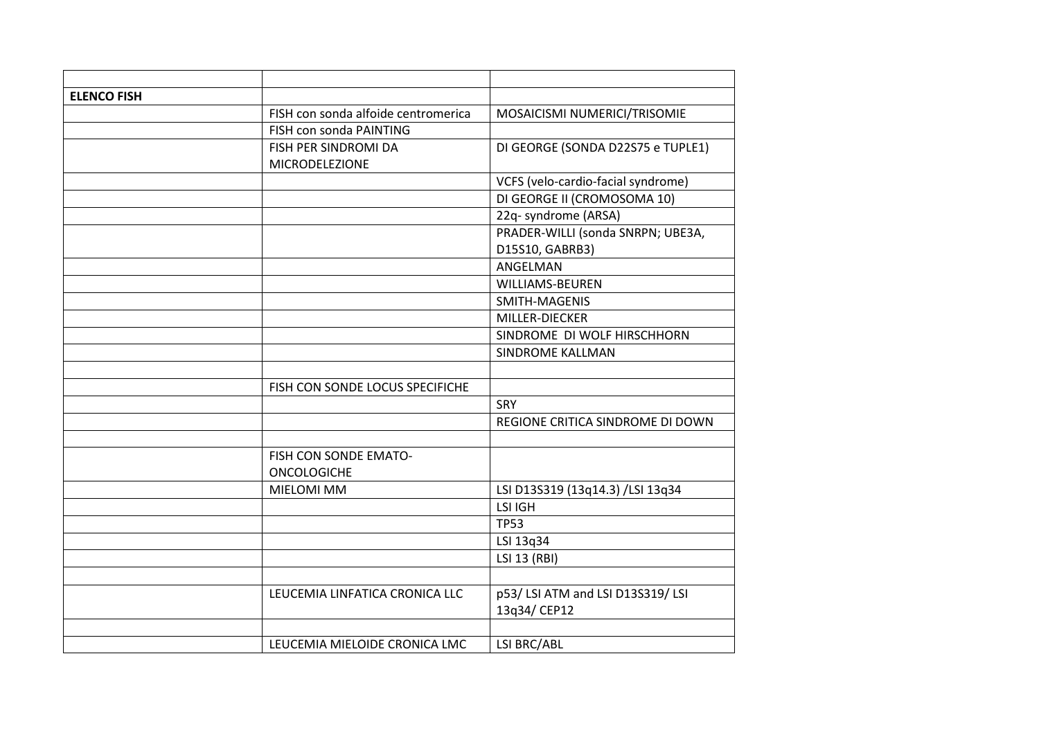| | | |
|---|---|---|
| **ELENCO FISH** | | |
| | FISH con sonda alfoide centromerica | MOSAICISMI NUMERICI/TRISOMIE |
| | FISH con sonda PAINTING | |
| | FISH PER SINDROMI DA MICRODELEZIONE | DI GEORGE (SONDA D22S75 e TUPLE1) |
| | | VCFS (velo-cardio-facial syndrome) |
| | | DI GEORGE II (CROMOSOMA 10) |
| | | 22q- syndrome (ARSA) |
| | | PRADER-WILLI (sonda SNRPN; UBE3A, D15S10, GABRB3) |
| | | ANGELMAN |
| | | WILLIAMS-BEUREN |
| | | SMITH-MAGENIS |
| | | MILLER-DIECKER |
| | | SINDROME DI WOLF HIRSCHHORN |
| | | SINDROME KALLMAN |
| | | |
| | FISH CON SONDE LOCUS SPECIFICHE | |
| | | SRY |
| | | REGIONE CRITICA SINDROME DI DOWN |
| | | |
| | FISH CON SONDE EMATO-ONCOLOGICHE | |
| | MIELOMI MM | LSI D13S319 (13q14.3) /LSI 13q34 |
| | | LSI IGH |
| | | TP53 |
| | | LSI 13q34 |
| | | LSI 13 (RBI) |
| | | |
| | LEUCEMIA LINFATICA CRONICA LLC | p53/ LSI ATM and LSI D13S319/ LSI 13q34/ CEP12 |
| | | |
| | LEUCEMIA MIELOIDE CRONICA LMC | LSI BRC/ABL |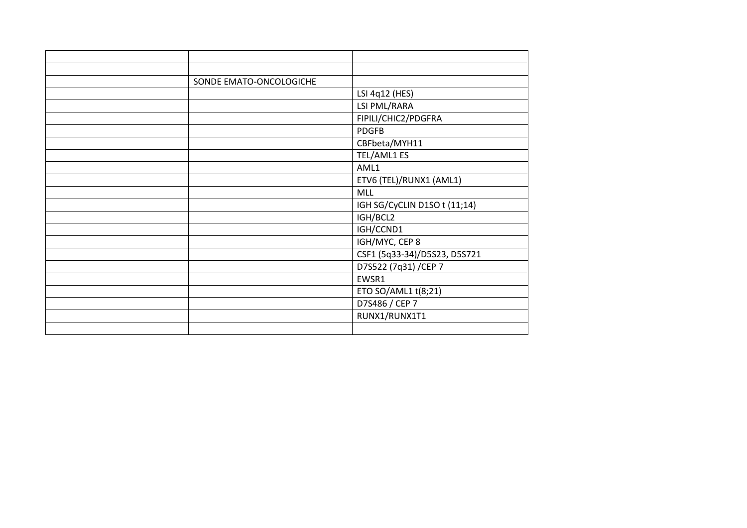| | | |
|---|---|---|
| | | |
| | | |
| | SONDE EMATO-ONCOLOGICHE | |
| | | LSI 4q12 (HES) |
| | | LSI PML/RARA |
| | | FIPILI/CHIC2/PDGFRA |
| | | PDGFB |
| | | CBFbeta/MYH11 |
| | | TEL/AML1 ES |
| | | AML1 |
| | | ETV6 (TEL)/RUNX1 (AML1) |
| | | MLL |
| | | IGH SG/CyCLIN D1SO t (11;14) |
| | | IGH/BCL2 |
| | | IGH/CCND1 |
| | | IGH/MYC, CEP 8 |
| | | CSF1 (5q33-34)/D5S23, D5S721 |
| | | D7S522 (7q31) /CEP 7 |
| | | EWSR1 |
| | | ETO SO/AML1 t(8;21) |
| | | D7S486 / CEP 7 |
| | | RUNX1/RUNX1T1 |
| | | |